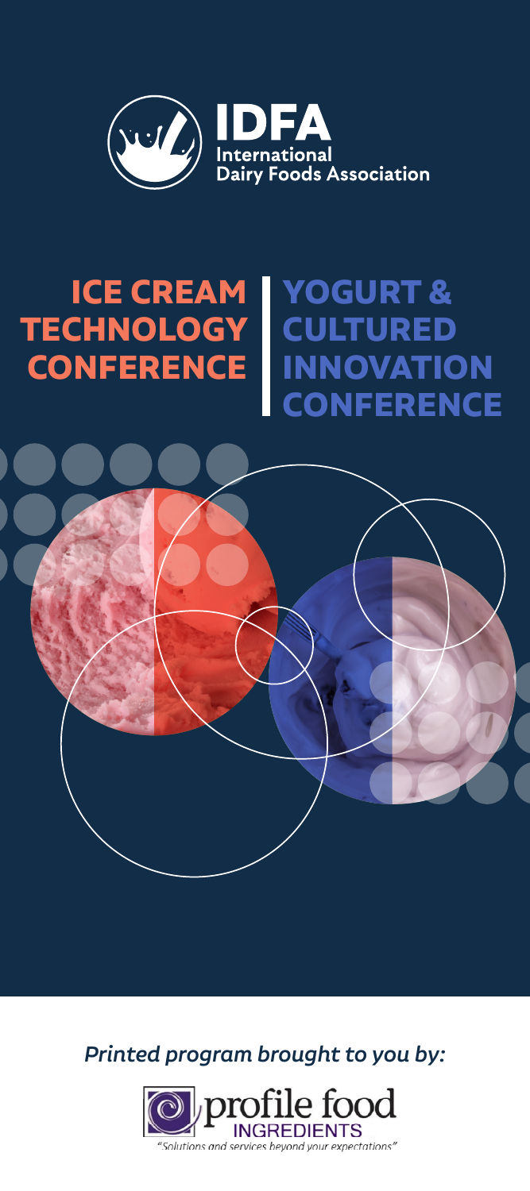# IDFA
International Dairy Foods Association

# ICE CREAM TECHNOLOGY CONFERENCE

# YOGURT & CULTURED INNOVATION CONFERENCE

*Printed program brought to you by:*

profile food INGREDIENTS

*"Solutions and services beyond your expectations"*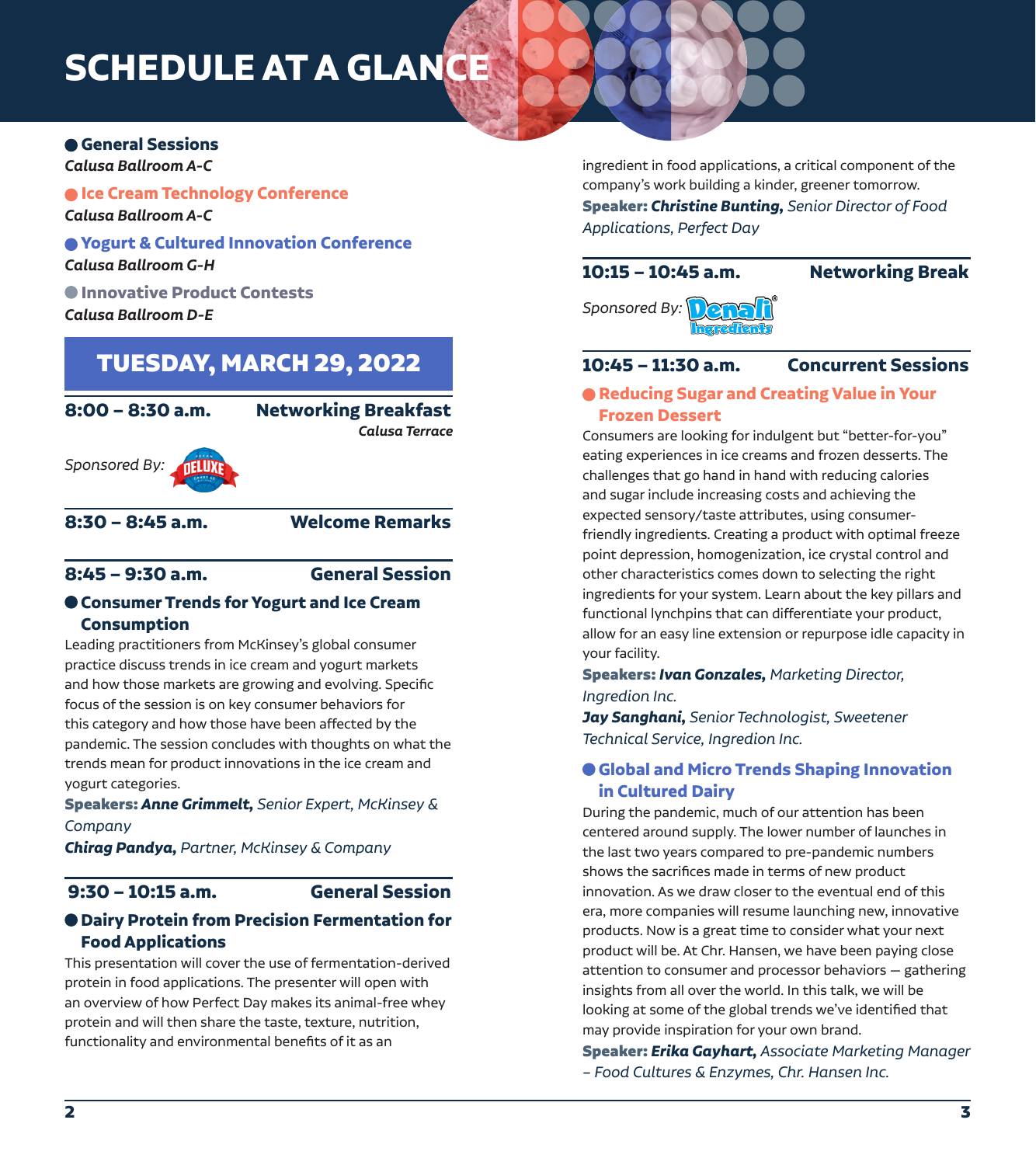# SCHEDULE AT A GLANCE

- **General Sessions**
  *Calusa Ballroom A-C*
- **Ice Cream Technology Conference**
  *Calusa Ballroom A-C*
- **Yogurt & Cultured Innovation Conference**
  *Calusa Ballroom G-H*
- **Innovative Product Contests**
  *Calusa Ballroom D-E*

## TUESDAY, MARCH 29, 2022

### 8:00 – 8:30 a.m. Networking Breakfast

*Calusa Terrace*

*Sponsored By:* DELUXE

### 8:30 – 8:45 a.m. Welcome Remarks

### 8:45 – 9:30 a.m. General Session

**Consumer Trends for Yogurt and Ice Cream Consumption**

Leading practitioners from McKinsey's global consumer practice discuss trends in ice cream and yogurt markets and how those markets are growing and evolving. Specific focus of the session is on key consumer behaviors for this category and how those have been affected by the pandemic. The session concludes with thoughts on what the trends mean for product innovations in the ice cream and yogurt categories.

**Speakers:** ***Anne Grimmelt,*** *Senior Expert, McKinsey & Company*

***Chirag Pandya,*** *Partner, McKinsey & Company*

### 9:30 – 10:15 a.m. General Session

**Dairy Protein from Precision Fermentation for Food Applications**

This presentation will cover the use of fermentation-derived protein in food applications. The presenter will open with an overview of how Perfect Day makes its animal-free whey protein and will then share the taste, texture, nutrition, functionality and environmental benefits of it as an ingredient in food applications, a critical component of the company's work building a kinder, greener tomorrow.

**Speaker:** ***Christine Bunting,*** *Senior Director of Food Applications, Perfect Day*

### 10:15 – 10:45 a.m. Networking Break

*Sponsored By:* Denali Ingredients

### 10:45 – 11:30 a.m. Concurrent Sessions

**Reducing Sugar and Creating Value in Your Frozen Dessert**

Consumers are looking for indulgent but "better-for-you" eating experiences in ice creams and frozen desserts. The challenges that go hand in hand with reducing calories and sugar include increasing costs and achieving the expected sensory/taste attributes, using consumer-friendly ingredients. Creating a product with optimal freeze point depression, homogenization, ice crystal control and other characteristics comes down to selecting the right ingredients for your system. Learn about the key pillars and functional lynchpins that can differentiate your product, allow for an easy line extension or repurpose idle capacity in your facility.

**Speakers:** ***Ivan Gonzales,*** *Marketing Director, Ingredion Inc.*

***Jay Sanghani,*** *Senior Technologist, Sweetener Technical Service, Ingredion Inc.*

**Global and Micro Trends Shaping Innovation in Cultured Dairy**

During the pandemic, much of our attention has been centered around supply. The lower number of launches in the last two years compared to pre-pandemic numbers shows the sacrifices made in terms of new product innovation. As we draw closer to the eventual end of this era, more companies will resume launching new, innovative products. Now is a great time to consider what your next product will be. At Chr. Hansen, we have been paying close attention to consumer and processor behaviors — gathering insights from all over the world. In this talk, we will be looking at some of the global trends we've identified that may provide inspiration for your own brand.

**Speaker:** ***Erika Gayhart,*** *Associate Marketing Manager – Food Cultures & Enzymes, Chr. Hansen Inc.*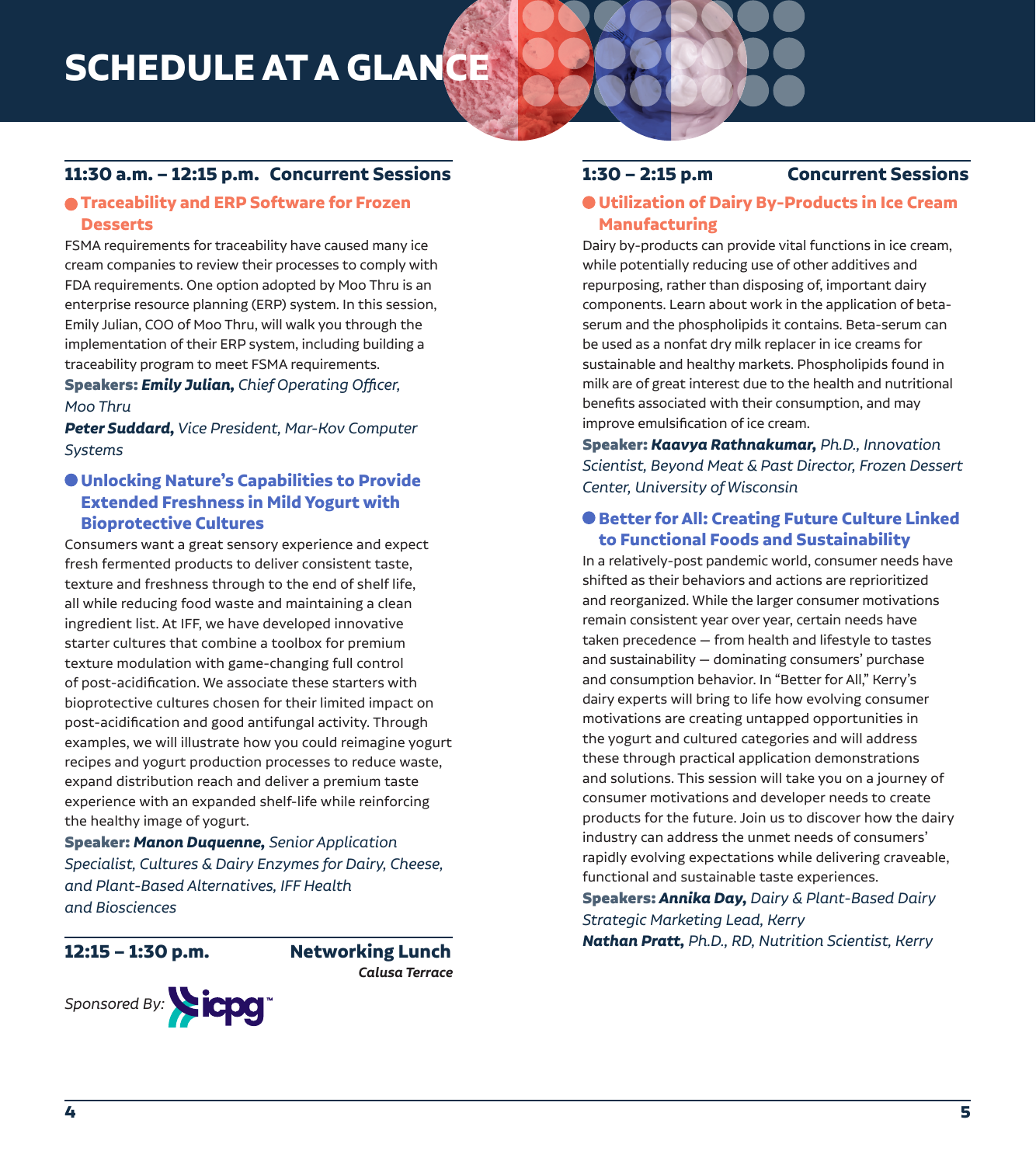# SCHEDULE AT A GLANCE

## 11:30 a.m. – 12:15 p.m. Concurrent Sessions

### Traceability and ERP Software for Frozen Desserts

FSMA requirements for traceability have caused many ice cream companies to review their processes to comply with FDA requirements. One option adopted by Moo Thru is an enterprise resource planning (ERP) system. In this session, Emily Julian, COO of Moo Thru, will walk you through the implementation of their ERP system, including building a traceability program to meet FSMA requirements.

**Speakers:** ***Emily Julian,*** *Chief Operating Officer, Moo Thru*

***Peter Suddard,*** *Vice President, Mar-Kov Computer Systems*

### Unlocking Nature's Capabilities to Provide Extended Freshness in Mild Yogurt with Bioprotective Cultures

Consumers want a great sensory experience and expect fresh fermented products to deliver consistent taste, texture and freshness through to the end of shelf life, all while reducing food waste and maintaining a clean ingredient list. At IFF, we have developed innovative starter cultures that combine a toolbox for premium texture modulation with game-changing full control of post-acidification. We associate these starters with bioprotective cultures chosen for their limited impact on post-acidification and good antifungal activity. Through examples, we will illustrate how you could reimagine yogurt recipes and yogurt production processes to reduce waste, expand distribution reach and deliver a premium taste experience with an expanded shelf-life while reinforcing the healthy image of yogurt.

**Speaker:** ***Manon Duquenne,*** *Senior Application Specialist, Cultures & Dairy Enzymes for Dairy, Cheese, and Plant-Based Alternatives, IFF Health and Biosciences*

## 12:15 – 1:30 p.m. Networking Lunch

*Calusa Terrace*

*Sponsored By:* icpg™

## 1:30 – 2:15 p.m Concurrent Sessions

### Utilization of Dairy By-Products in Ice Cream Manufacturing

Dairy by-products can provide vital functions in ice cream, while potentially reducing use of other additives and repurposing, rather than disposing of, important dairy components. Learn about work in the application of beta-serum and the phospholipids it contains. Beta-serum can be used as a nonfat dry milk replacer in ice creams for sustainable and healthy markets. Phospholipids found in milk are of great interest due to the health and nutritional benefits associated with their consumption, and may improve emulsification of ice cream.

**Speaker:** ***Kaavya Rathnakumar,*** *Ph.D., Innovation Scientist, Beyond Meat & Past Director, Frozen Dessert Center, University of Wisconsin*

### Better for All: Creating Future Culture Linked to Functional Foods and Sustainability

In a relatively-post pandemic world, consumer needs have shifted as their behaviors and actions are reprioritized and reorganized. While the larger consumer motivations remain consistent year over year, certain needs have taken precedence — from health and lifestyle to tastes and sustainability — dominating consumers' purchase and consumption behavior. In "Better for All," Kerry's dairy experts will bring to life how evolving consumer motivations are creating untapped opportunities in the yogurt and cultured categories and will address these through practical application demonstrations and solutions. This session will take you on a journey of consumer motivations and developer needs to create products for the future. Join us to discover how the dairy industry can address the unmet needs of consumers' rapidly evolving expectations while delivering craveable, functional and sustainable taste experiences.

**Speakers:** ***Annika Day,*** *Dairy & Plant-Based Dairy Strategic Marketing Lead, Kerry*

***Nathan Pratt,*** *Ph.D., RD, Nutrition Scientist, Kerry*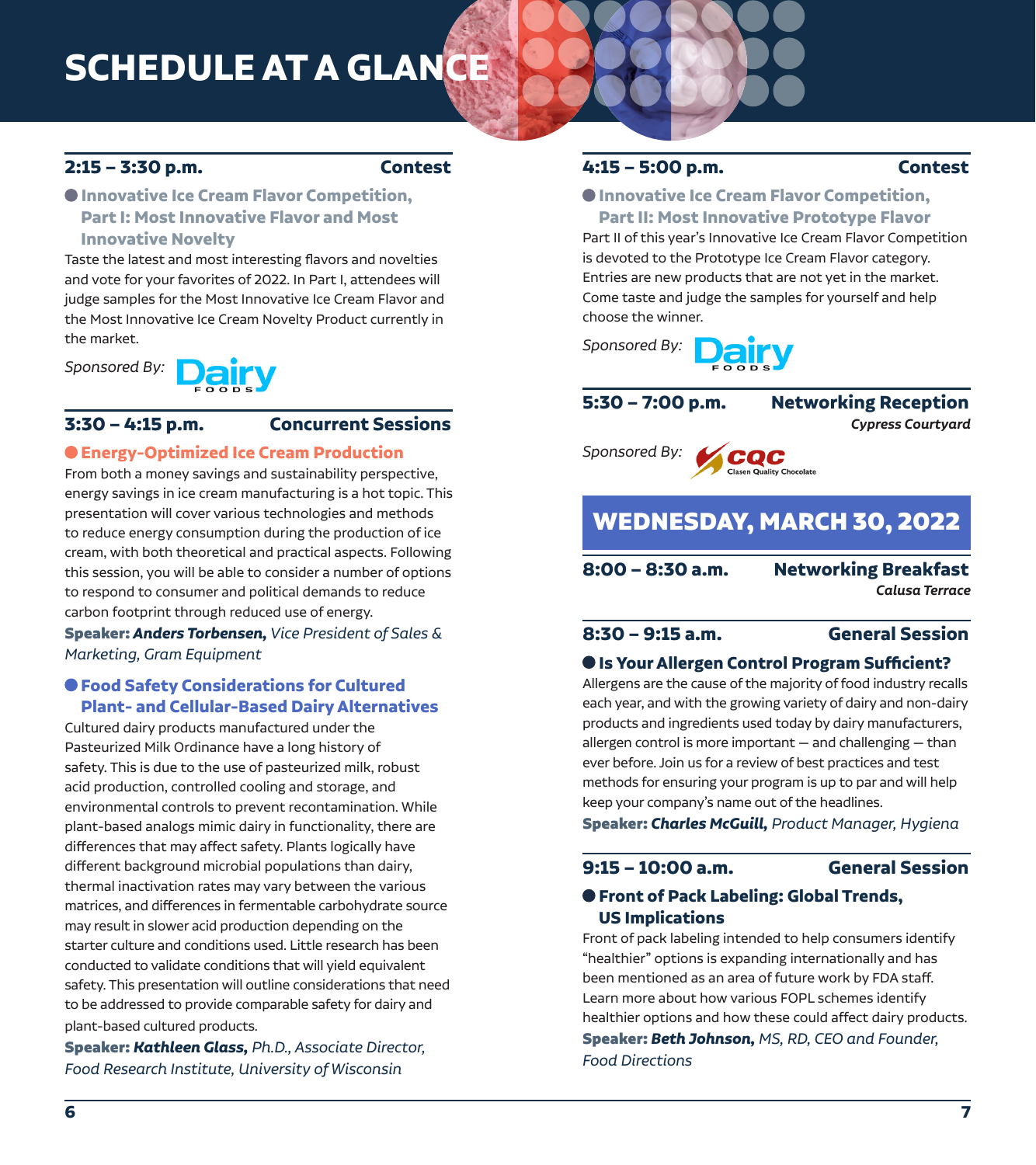# SCHEDULE AT A GLANCE

**2:15 – 3:30 p.m.** **Contest**

### Innovative Ice Cream Flavor Competition, Part I: Most Innovative Flavor and Most Innovative Novelty

Taste the latest and most interesting flavors and novelties and vote for your favorites of 2022. In Part I, attendees will judge samples for the Most Innovative Ice Cream Flavor and the Most Innovative Ice Cream Novelty Product currently in the market.

*Sponsored By:* Dairy Foods

**3:30 – 4:15 p.m.** **Concurrent Sessions**

### Energy-Optimized Ice Cream Production

From both a money savings and sustainability perspective, energy savings in ice cream manufacturing is a hot topic. This presentation will cover various technologies and methods to reduce energy consumption during the production of ice cream, with both theoretical and practical aspects. Following this session, you will be able to consider a number of options to respond to consumer and political demands to reduce carbon footprint through reduced use of energy.

**Speaker:** ***Anders Torbensen,*** *Vice President of Sales & Marketing, Gram Equipment*

### Food Safety Considerations for Cultured Plant- and Cellular-Based Dairy Alternatives

Cultured dairy products manufactured under the Pasteurized Milk Ordinance have a long history of safety. This is due to the use of pasteurized milk, robust acid production, controlled cooling and storage, and environmental controls to prevent recontamination. While plant-based analogs mimic dairy in functionality, there are differences that may affect safety. Plants logically have different background microbial populations than dairy, thermal inactivation rates may vary between the various matrices, and differences in fermentable carbohydrate source may result in slower acid production depending on the starter culture and conditions used. Little research has been conducted to validate conditions that will yield equivalent safety. This presentation will outline considerations that need to be addressed to provide comparable safety for dairy and plant-based cultured products.

**Speaker:** ***Kathleen Glass,*** *Ph.D., Associate Director, Food Research Institute, University of Wisconsin*

**4:15 – 5:00 p.m.** **Contest**

### Innovative Ice Cream Flavor Competition, Part II: Most Innovative Prototype Flavor

Part II of this year's Innovative Ice Cream Flavor Competition is devoted to the Prototype Ice Cream Flavor category. Entries are new products that are not yet in the market. Come taste and judge the samples for yourself and help choose the winner.

*Sponsored By:* Dairy Foods

**5:30 – 7:00 p.m.** **Networking Reception**
*Cypress Courtyard*

*Sponsored By:* CQC Clasen Quality Chocolate

## WEDNESDAY, MARCH 30, 2022

**8:00 – 8:30 a.m.** **Networking Breakfast**
*Calusa Terrace*

**8:30 – 9:15 a.m.** **General Session**

### Is Your Allergen Control Program Sufficient?

Allergens are the cause of the majority of food industry recalls each year, and with the growing variety of dairy and non-dairy products and ingredients used today by dairy manufacturers, allergen control is more important — and challenging — than ever before. Join us for a review of best practices and test methods for ensuring your program is up to par and will help keep your company's name out of the headlines.

**Speaker:** ***Charles McGuill,*** *Product Manager, Hygiena*

**9:15 – 10:00 a.m.** **General Session**

### Front of Pack Labeling: Global Trends, US Implications

Front of pack labeling intended to help consumers identify "healthier" options is expanding internationally and has been mentioned as an area of future work by FDA staff. Learn more about how various FOPL schemes identify healthier options and how these could affect dairy products.

**Speaker:** ***Beth Johnson,*** *MS, RD, CEO and Founder, Food Directions*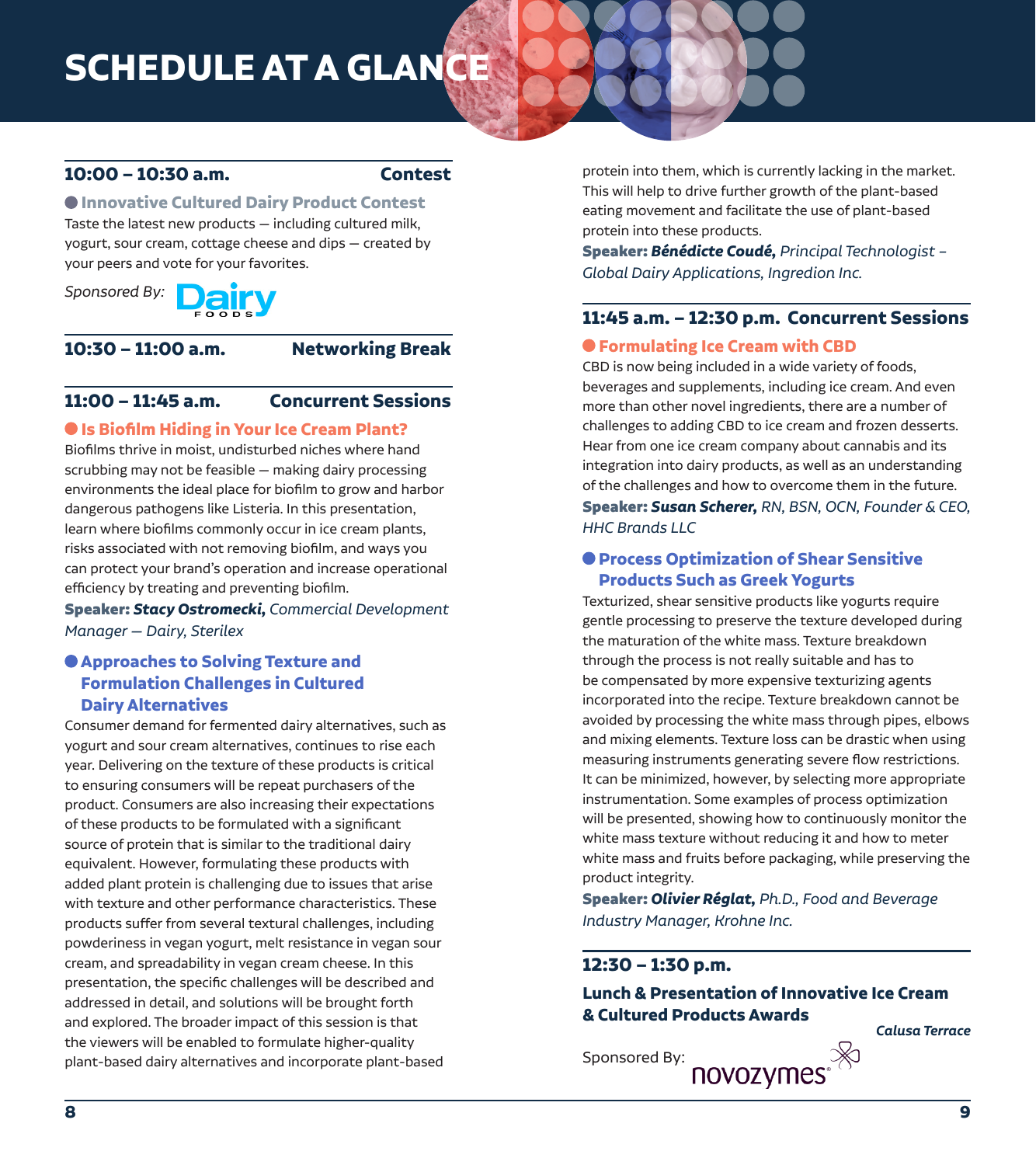# SCHEDULE AT A GLANCE

## 10:00 – 10:30 a.m. — Contest

### Innovative Cultured Dairy Product Contest

Taste the latest new products — including cultured milk, yogurt, sour cream, cottage cheese and dips — created by your peers and vote for your favorites.

*Sponsored By:* Dairy Foods

## 10:30 – 11:00 a.m. — Networking Break

## 11:00 – 11:45 a.m. — Concurrent Sessions

### Is Biofilm Hiding in Your Ice Cream Plant?

Biofilms thrive in moist, undisturbed niches where hand scrubbing may not be feasible — making dairy processing environments the ideal place for biofilm to grow and harbor dangerous pathogens like Listeria. In this presentation, learn where biofilms commonly occur in ice cream plants, risks associated with not removing biofilm, and ways you can protect your brand's operation and increase operational efficiency by treating and preventing biofilm.

**Speaker:** ***Stacy Ostromecki,*** *Commercial Development Manager — Dairy, Sterilex*

### Approaches to Solving Texture and Formulation Challenges in Cultured Dairy Alternatives

Consumer demand for fermented dairy alternatives, such as yogurt and sour cream alternatives, continues to rise each year. Delivering on the texture of these products is critical to ensuring consumers will be repeat purchasers of the product. Consumers are also increasing their expectations of these products to be formulated with a significant source of protein that is similar to the traditional dairy equivalent. However, formulating these products with added plant protein is challenging due to issues that arise with texture and other performance characteristics. These products suffer from several textural challenges, including powderiness in vegan yogurt, melt resistance in vegan sour cream, and spreadability in vegan cream cheese. In this presentation, the specific challenges will be described and addressed in detail, and solutions will be brought forth and explored. The broader impact of this session is that the viewers will be enabled to formulate higher-quality plant-based dairy alternatives and incorporate plant-based protein into them, which is currently lacking in the market. This will help to drive further growth of the plant-based eating movement and facilitate the use of plant-based protein into these products.

**Speaker:** ***Bénédicte Coudé,*** *Principal Technologist – Global Dairy Applications, Ingredion Inc.*

## 11:45 a.m. – 12:30 p.m. — Concurrent Sessions

### Formulating Ice Cream with CBD

CBD is now being included in a wide variety of foods, beverages and supplements, including ice cream. And even more than other novel ingredients, there are a number of challenges to adding CBD to ice cream and frozen desserts. Hear from one ice cream company about cannabis and its integration into dairy products, as well as an understanding of the challenges and how to overcome them in the future.

**Speaker:** ***Susan Scherer,*** *RN, BSN, OCN, Founder & CEO, HHC Brands LLC*

### Process Optimization of Shear Sensitive Products Such as Greek Yogurts

Texturized, shear sensitive products like yogurts require gentle processing to preserve the texture developed during the maturation of the white mass. Texture breakdown through the process is not really suitable and has to be compensated by more expensive texturizing agents incorporated into the recipe. Texture breakdown cannot be avoided by processing the white mass through pipes, elbows and mixing elements. Texture loss can be drastic when using measuring instruments generating severe flow restrictions. It can be minimized, however, by selecting more appropriate instrumentation. Some examples of process optimization will be presented, showing how to continuously monitor the white mass texture without reducing it and how to meter white mass and fruits before packaging, while preserving the product integrity.

**Speaker:** ***Olivier Réglat,*** *Ph.D., Food and Beverage Industry Manager, Krohne Inc.*

## 12:30 – 1:30 p.m.

### Lunch & Presentation of Innovative Ice Cream & Cultured Products Awards

***Calusa Terrace***

Sponsored By: novozymes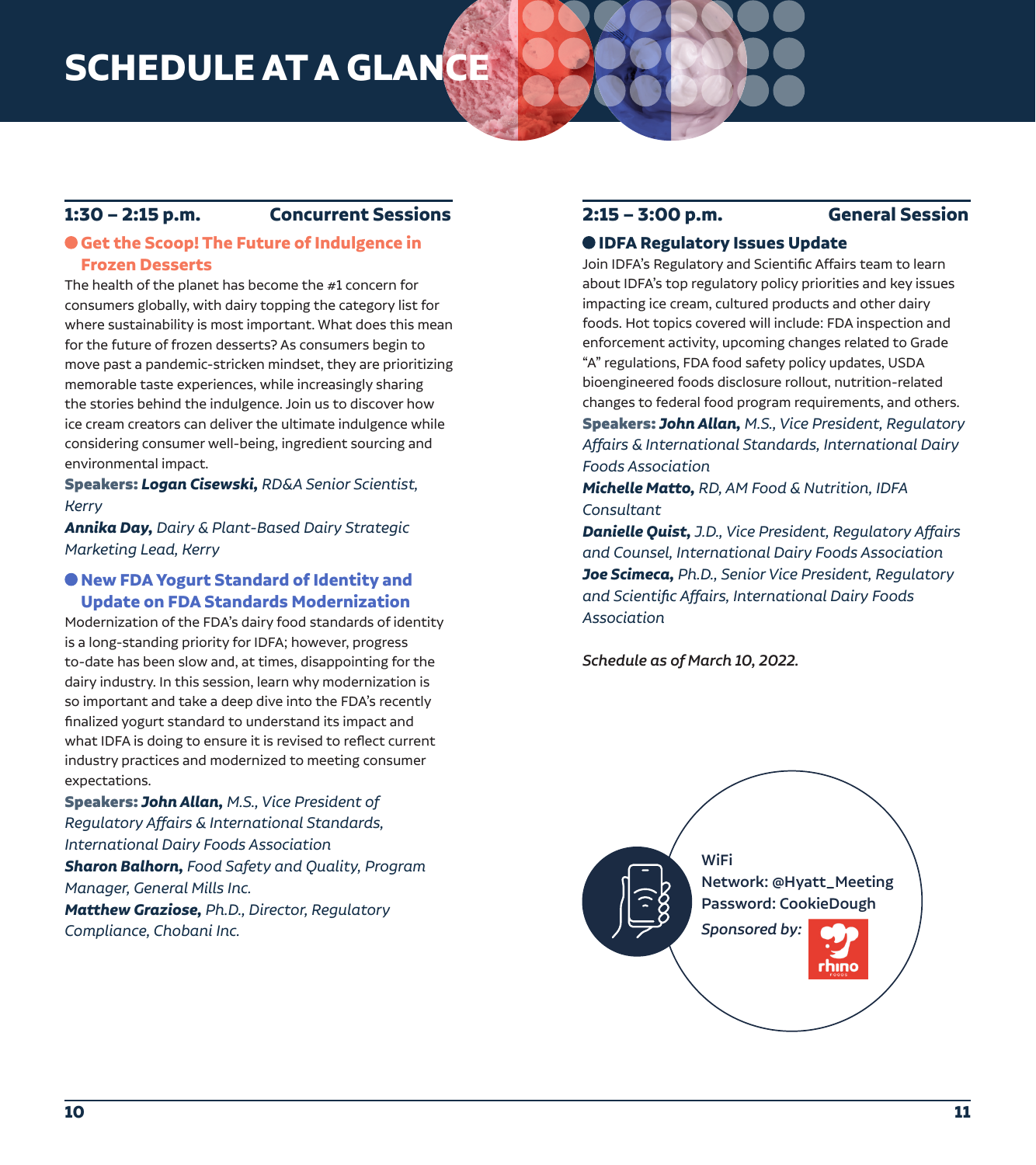# SCHEDULE AT A GLANCE

## 1:30 – 2:15 p.m. Concurrent Sessions

### Get the Scoop! The Future of Indulgence in Frozen Desserts

The health of the planet has become the #1 concern for consumers globally, with dairy topping the category list for where sustainability is most important. What does this mean for the future of frozen desserts? As consumers begin to move past a pandemic-stricken mindset, they are prioritizing memorable taste experiences, while increasingly sharing the stories behind the indulgence. Join us to discover how ice cream creators can deliver the ultimate indulgence while considering consumer well-being, ingredient sourcing and environmental impact.

**Speakers:** ***Logan Cisewski,*** *RD&A Senior Scientist, Kerry*

***Annika Day,*** *Dairy & Plant-Based Dairy Strategic Marketing Lead, Kerry*

### New FDA Yogurt Standard of Identity and Update on FDA Standards Modernization

Modernization of the FDA's dairy food standards of identity is a long-standing priority for IDFA; however, progress to-date has been slow and, at times, disappointing for the dairy industry. In this session, learn why modernization is so important and take a deep dive into the FDA's recently finalized yogurt standard to understand its impact and what IDFA is doing to ensure it is revised to reflect current industry practices and modernized to meeting consumer expectations.

**Speakers:** ***John Allan,*** *M.S., Vice President of Regulatory Affairs & International Standards, International Dairy Foods Association*

***Sharon Balhorn,*** *Food Safety and Quality, Program Manager, General Mills Inc.*

***Matthew Graziose,*** *Ph.D., Director, Regulatory Compliance, Chobani Inc.*

## 2:15 – 3:00 p.m. General Session

### IDFA Regulatory Issues Update

Join IDFA's Regulatory and Scientific Affairs team to learn about IDFA's top regulatory policy priorities and key issues impacting ice cream, cultured products and other dairy foods. Hot topics covered will include: FDA inspection and enforcement activity, upcoming changes related to Grade "A" regulations, FDA food safety policy updates, USDA bioengineered foods disclosure rollout, nutrition-related changes to federal food program requirements, and others.

**Speakers:** ***John Allan,*** *M.S., Vice President, Regulatory Affairs & International Standards, International Dairy Foods Association*

***Michelle Matto,*** *RD, AM Food & Nutrition, IDFA Consultant*

***Danielle Quist,*** *J.D., Vice President, Regulatory Affairs and Counsel, International Dairy Foods Association*

***Joe Scimeca,*** *Ph.D., Senior Vice President, Regulatory and Scientific Affairs, International Dairy Foods Association*

*Schedule as of March 10, 2022.*

**WiFi**
**Network: @Hyatt_Meeting**
**Password: CookieDough**
***Sponsored by:*** rhino foods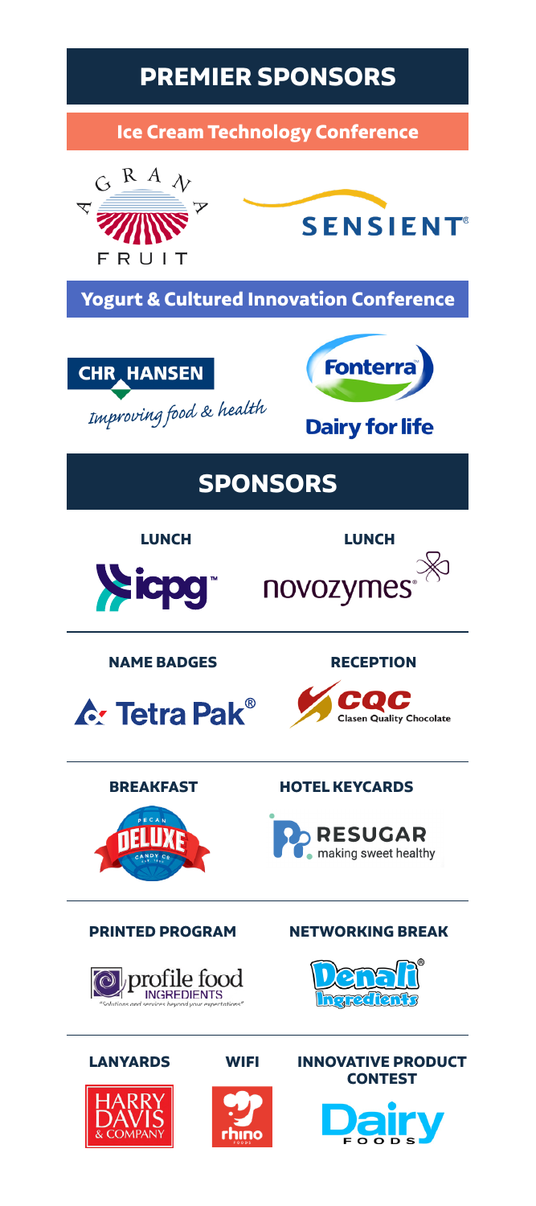# PREMIER SPONSORS

## Ice Cream Technology Conference

AGRANA FRUIT

SENSIENT®

## Yogurt & Cultured Innovation Conference

CHR HANSEN
Improving food & health

Fonterra
Dairy for life

# SPONSORS

**LUNCH**

icpg™

**LUNCH**

novozymes®

**NAME BADGES**

Tetra Pak®

**RECEPTION**

CQC
Clasen Quality Chocolate

**BREAKFAST**

PECAN DELUXE CANDY CO

**HOTEL KEYCARDS**

RESUGAR
making sweet healthy

**PRINTED PROGRAM**

profile food INGREDIENTS
"Solutions and services beyond your expectations"

**NETWORKING BREAK**

Denali® Ingredients

**LANYARDS**

HARRY DAVIS & COMPANY

**WIFI**

rhino FOODS

**INNOVATIVE PRODUCT CONTEST**

Dairy FOODS